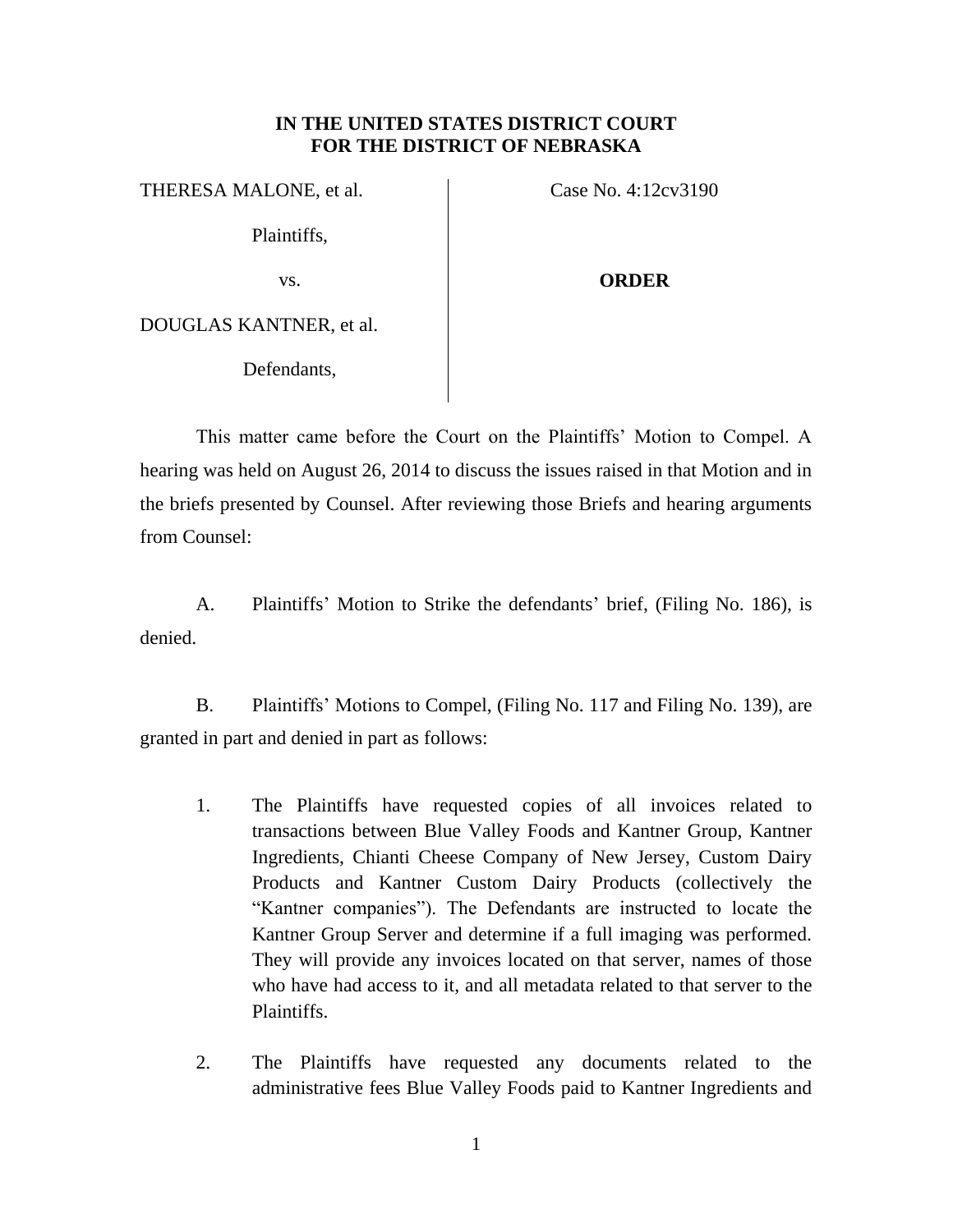**IN THE UNITED STATES DISTRICT COURT**
**FOR THE DISTRICT OF NEBRASKA**

THERESA MALONE, et al.

Plaintiffs,

vs.

DOUGLAS KANTNER, et al.

Defendants,

Case No. 4:12cv3190

**ORDER**

This matter came before the Court on the Plaintiffs' Motion to Compel. A hearing was held on August 26, 2014 to discuss the issues raised in that Motion and in the briefs presented by Counsel. After reviewing those Briefs and hearing arguments from Counsel:

A. Plaintiffs' Motion to Strike the defendants' brief, (Filing No. 186), is denied.

B. Plaintiffs' Motions to Compel, (Filing No. 117 and Filing No. 139), are granted in part and denied in part as follows:

1. The Plaintiffs have requested copies of all invoices related to transactions between Blue Valley Foods and Kantner Group, Kantner Ingredients, Chianti Cheese Company of New Jersey, Custom Dairy Products and Kantner Custom Dairy Products (collectively the "Kantner companies"). The Defendants are instructed to locate the Kantner Group Server and determine if a full imaging was performed. They will provide any invoices located on that server, names of those who have had access to it, and all metadata related to that server to the Plaintiffs.

2. The Plaintiffs have requested any documents related to the administrative fees Blue Valley Foods paid to Kantner Ingredients and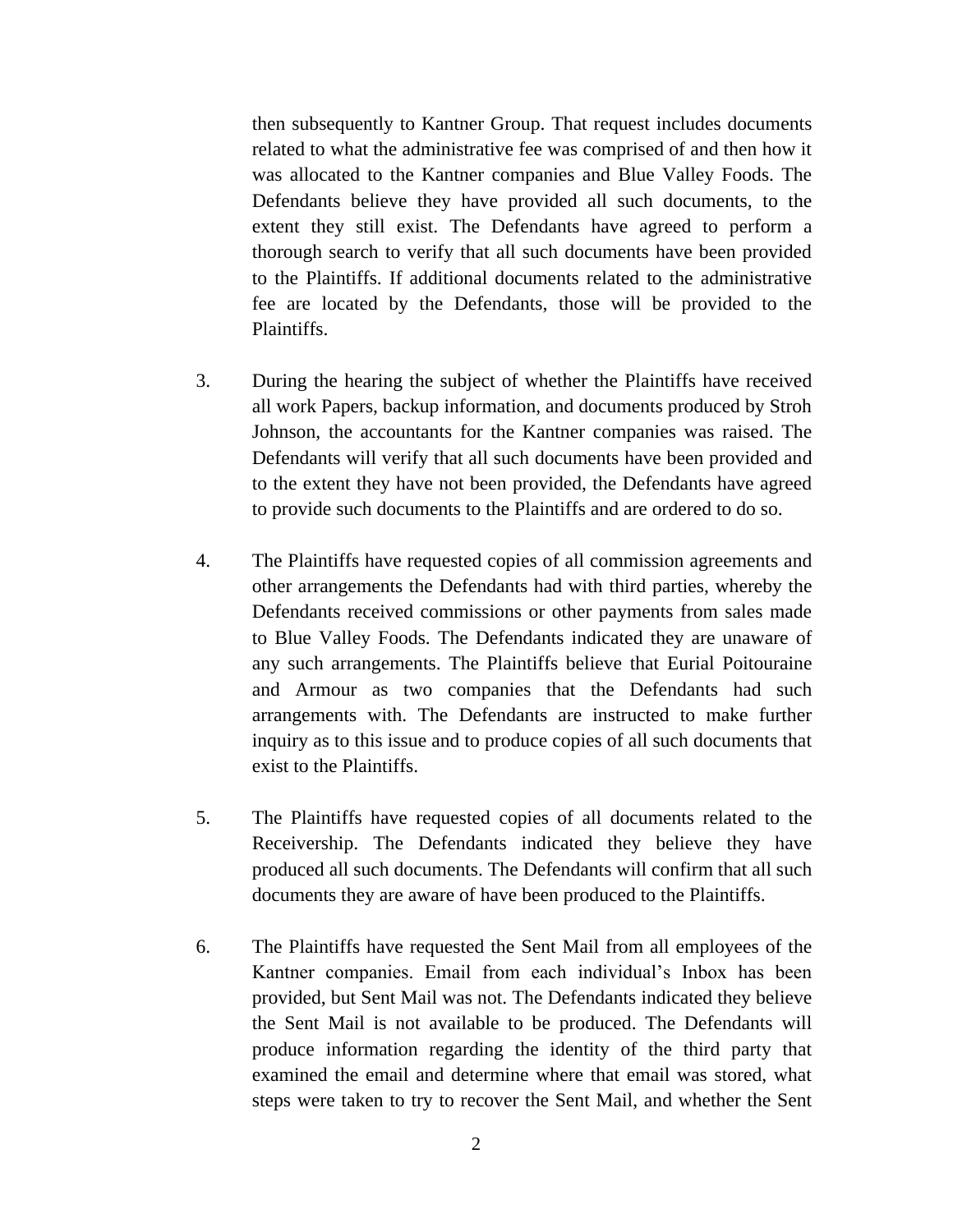then subsequently to Kantner Group. That request includes documents related to what the administrative fee was comprised of and then how it was allocated to the Kantner companies and Blue Valley Foods. The Defendants believe they have provided all such documents, to the extent they still exist. The Defendants have agreed to perform a thorough search to verify that all such documents have been provided to the Plaintiffs. If additional documents related to the administrative fee are located by the Defendants, those will be provided to the Plaintiffs.

3. During the hearing the subject of whether the Plaintiffs have received all work Papers, backup information, and documents produced by Stroh Johnson, the accountants for the Kantner companies was raised. The Defendants will verify that all such documents have been provided and to the extent they have not been provided, the Defendants have agreed to provide such documents to the Plaintiffs and are ordered to do so.

4. The Plaintiffs have requested copies of all commission agreements and other arrangements the Defendants had with third parties, whereby the Defendants received commissions or other payments from sales made to Blue Valley Foods. The Defendants indicated they are unaware of any such arrangements. The Plaintiffs believe that Eurial Poitouraine and Armour as two companies that the Defendants had such arrangements with. The Defendants are instructed to make further inquiry as to this issue and to produce copies of all such documents that exist to the Plaintiffs.

5. The Plaintiffs have requested copies of all documents related to the Receivership. The Defendants indicated they believe they have produced all such documents. The Defendants will confirm that all such documents they are aware of have been produced to the Plaintiffs.

6. The Plaintiffs have requested the Sent Mail from all employees of the Kantner companies. Email from each individual's Inbox has been provided, but Sent Mail was not. The Defendants indicated they believe the Sent Mail is not available to be produced. The Defendants will produce information regarding the identity of the third party that examined the email and determine where that email was stored, what steps were taken to try to recover the Sent Mail, and whether the Sent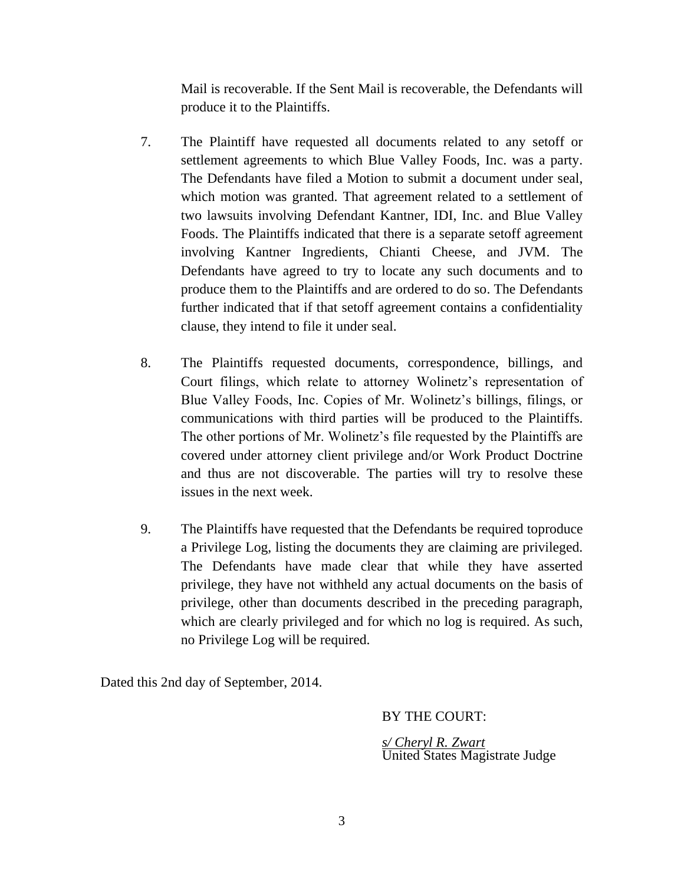Mail is recoverable. If the Sent Mail is recoverable, the Defendants will produce it to the Plaintiffs.

7. The Plaintiff have requested all documents related to any setoff or settlement agreements to which Blue Valley Foods, Inc. was a party. The Defendants have filed a Motion to submit a document under seal, which motion was granted. That agreement related to a settlement of two lawsuits involving Defendant Kantner, IDI, Inc. and Blue Valley Foods. The Plaintiffs indicated that there is a separate setoff agreement involving Kantner Ingredients, Chianti Cheese, and JVM. The Defendants have agreed to try to locate any such documents and to produce them to the Plaintiffs and are ordered to do so. The Defendants further indicated that if that setoff agreement contains a confidentiality clause, they intend to file it under seal.

8. The Plaintiffs requested documents, correspondence, billings, and Court filings, which relate to attorney Wolinetz's representation of Blue Valley Foods, Inc. Copies of Mr. Wolinetz's billings, filings, or communications with third parties will be produced to the Plaintiffs. The other portions of Mr. Wolinetz's file requested by the Plaintiffs are covered under attorney client privilege and/or Work Product Doctrine and thus are not discoverable. The parties will try to resolve these issues in the next week.

9. The Plaintiffs have requested that the Defendants be required toproduce a Privilege Log, listing the documents they are claiming are privileged. The Defendants have made clear that while they have asserted privilege, they have not withheld any actual documents on the basis of privilege, other than documents described in the preceding paragraph, which are clearly privileged and for which no log is required. As such, no Privilege Log will be required.

Dated this 2nd day of September, 2014.

BY THE COURT:

s/ Cheryl R. Zwart
United States Magistrate Judge